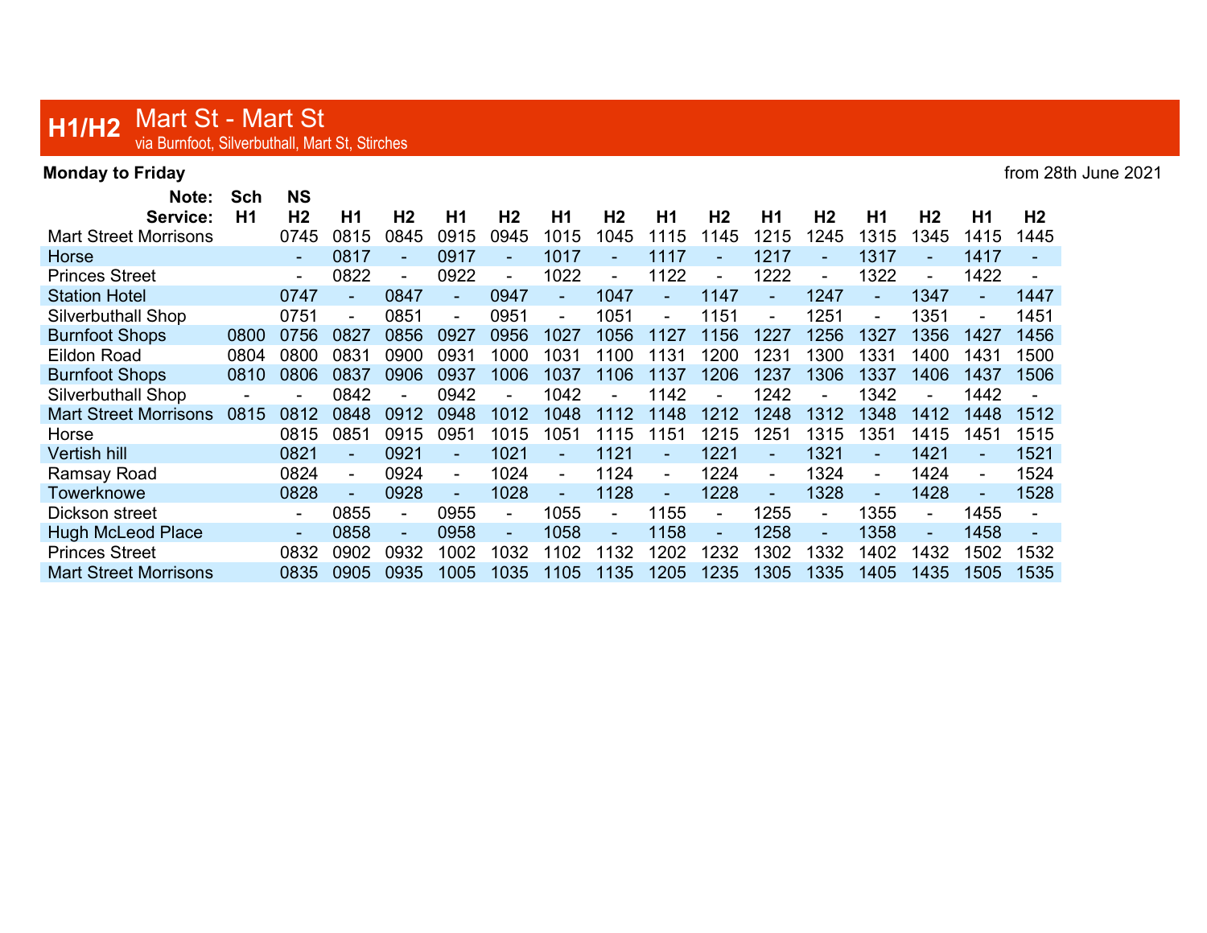# H1/H2 Mart St - Mart St

via Burnfoot, Silverbuthall, Mart St, Stirches

**Monday to Friday** — from 28th June 2021

| Note: | Sch | NS | | | | | | | | | | | | | | |
|---|---|---|---|---|---|---|---|---|---|---|---|---|---|---|---|---|
| **Service:** | **H1** | **H2** | **H1** | **H2** | **H1** | **H2** | **H1** | **H2** | **H1** | **H2** | **H1** | **H2** | **H1** | **H2** | **H1** | **H2** |
| Mart Street Morrisons | | 0745 | 0815 | 0845 | 0915 | 0945 | 1015 | 1045 | 1115 | 1145 | 1215 | 1245 | 1315 | 1345 | 1415 | 1445 |
| Horse | | - | 0817 | - | 0917 | - | 1017 | - | 1117 | - | 1217 | - | 1317 | - | 1417 | - |
| Princes Street | | - | 0822 | - | 0922 | - | 1022 | - | 1122 | - | 1222 | - | 1322 | - | 1422 | - |
| Station Hotel | | 0747 | - | 0847 | - | 0947 | - | 1047 | - | 1147 | - | 1247 | - | 1347 | - | 1447 |
| Silverbuthall Shop | | 0751 | - | 0851 | - | 0951 | - | 1051 | - | 1151 | - | 1251 | - | 1351 | - | 1451 |
| Burnfoot Shops | 0800 | 0756 | 0827 | 0856 | 0927 | 0956 | 1027 | 1056 | 1127 | 1156 | 1227 | 1256 | 1327 | 1356 | 1427 | 1456 |
| Eildon Road | 0804 | 0800 | 0831 | 0900 | 0931 | 1000 | 1031 | 1100 | 1131 | 1200 | 1231 | 1300 | 1331 | 1400 | 1431 | 1500 |
| Burnfoot Shops | 0810 | 0806 | 0837 | 0906 | 0937 | 1006 | 1037 | 1106 | 1137 | 1206 | 1237 | 1306 | 1337 | 1406 | 1437 | 1506 |
| Silverbuthall Shop | - | - | 0842 | - | 0942 | - | 1042 | - | 1142 | - | 1242 | - | 1342 | - | 1442 | - |
| Mart Street Morrisons | 0815 | 0812 | 0848 | 0912 | 0948 | 1012 | 1048 | 1112 | 1148 | 1212 | 1248 | 1312 | 1348 | 1412 | 1448 | 1512 |
| Horse | | 0815 | 0851 | 0915 | 0951 | 1015 | 1051 | 1115 | 1151 | 1215 | 1251 | 1315 | 1351 | 1415 | 1451 | 1515 |
| Vertish hill | | 0821 | - | 0921 | - | 1021 | - | 1121 | - | 1221 | - | 1321 | - | 1421 | - | 1521 |
| Ramsay Road | | 0824 | - | 0924 | - | 1024 | - | 1124 | - | 1224 | - | 1324 | - | 1424 | - | 1524 |
| Towerknowe | | 0828 | - | 0928 | - | 1028 | - | 1128 | - | 1228 | - | 1328 | - | 1428 | - | 1528 |
| Dickson street | | - | 0855 | - | 0955 | - | 1055 | - | 1155 | - | 1255 | - | 1355 | - | 1455 | - |
| Hugh McLeod Place | | - | 0858 | - | 0958 | - | 1058 | - | 1158 | - | 1258 | - | 1358 | - | 1458 | - |
| Princes Street | | 0832 | 0902 | 0932 | 1002 | 1032 | 1102 | 1132 | 1202 | 1232 | 1302 | 1332 | 1402 | 1432 | 1502 | 1532 |
| Mart Street Morrisons | | 0835 | 0905 | 0935 | 1005 | 1035 | 1105 | 1135 | 1205 | 1235 | 1305 | 1335 | 1405 | 1435 | 1505 | 1535 |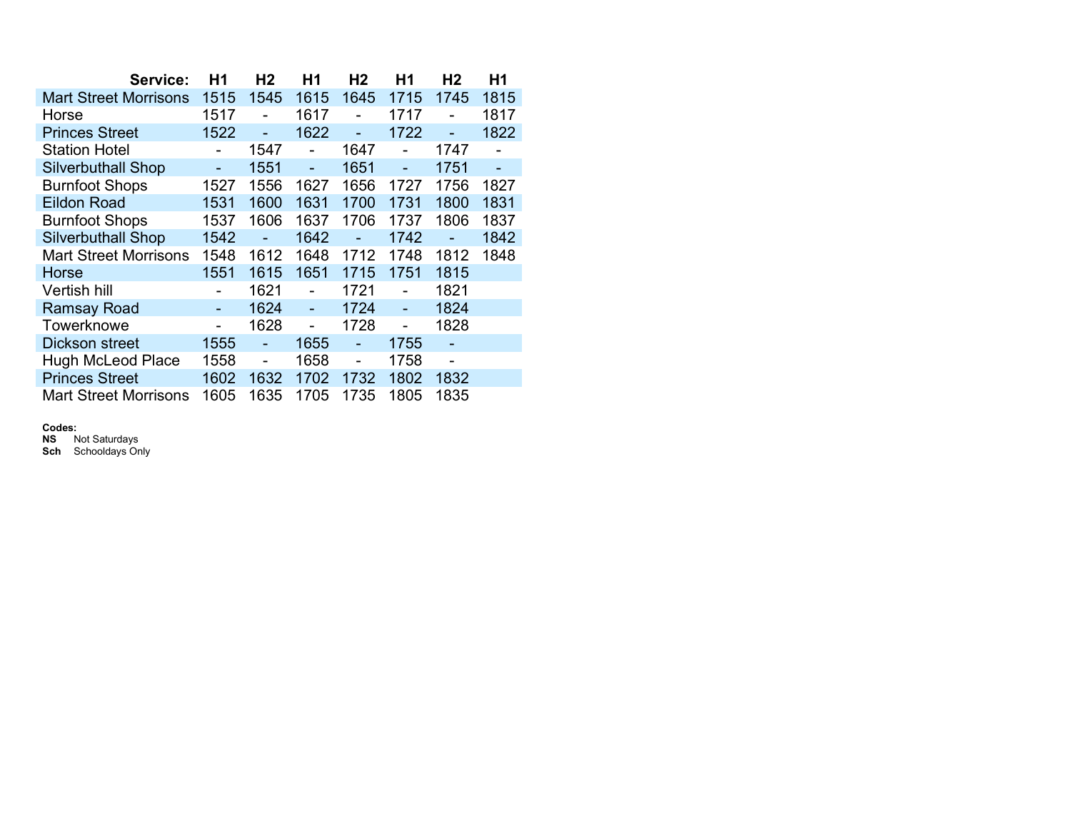| Service: | H1 | H2 | H1 | H2 | H1 | H2 | H1 |
|---|---|---|---|---|---|---|---|
| Mart Street Morrisons | 1515 | 1545 | 1615 | 1645 | 1715 | 1745 | 1815 |
| Horse | 1517 | - | 1617 | - | 1717 | - | 1817 |
| Princes Street | 1522 | - | 1622 | - | 1722 | - | 1822 |
| Station Hotel | - | 1547 | - | 1647 | - | 1747 | - |
| Silverbuthall Shop | - | 1551 | - | 1651 | - | 1751 | - |
| Burnfoot Shops | 1527 | 1556 | 1627 | 1656 | 1727 | 1756 | 1827 |
| Eildon Road | 1531 | 1600 | 1631 | 1700 | 1731 | 1800 | 1831 |
| Burnfoot Shops | 1537 | 1606 | 1637 | 1706 | 1737 | 1806 | 1837 |
| Silverbuthall Shop | 1542 | - | 1642 | - | 1742 | - | 1842 |
| Mart Street Morrisons | 1548 | 1612 | 1648 | 1712 | 1748 | 1812 | 1848 |
| Horse | 1551 | 1615 | 1651 | 1715 | 1751 | 1815 | |
| Vertish hill | - | 1621 | - | 1721 | - | 1821 | |
| Ramsay Road | - | 1624 | - | 1724 | - | 1824 | |
| Towerknowe | - | 1628 | - | 1728 | - | 1828 | |
| Dickson street | 1555 | - | 1655 | - | 1755 | - | |
| Hugh McLeod Place | 1558 | - | 1658 | - | 1758 | - | |
| Princes Street | 1602 | 1632 | 1702 | 1732 | 1802 | 1832 | |
| Mart Street Morrisons | 1605 | 1635 | 1705 | 1735 | 1805 | 1835 | |

**Codes:**

**NS** Not Saturdays

**Sch** Schooldays Only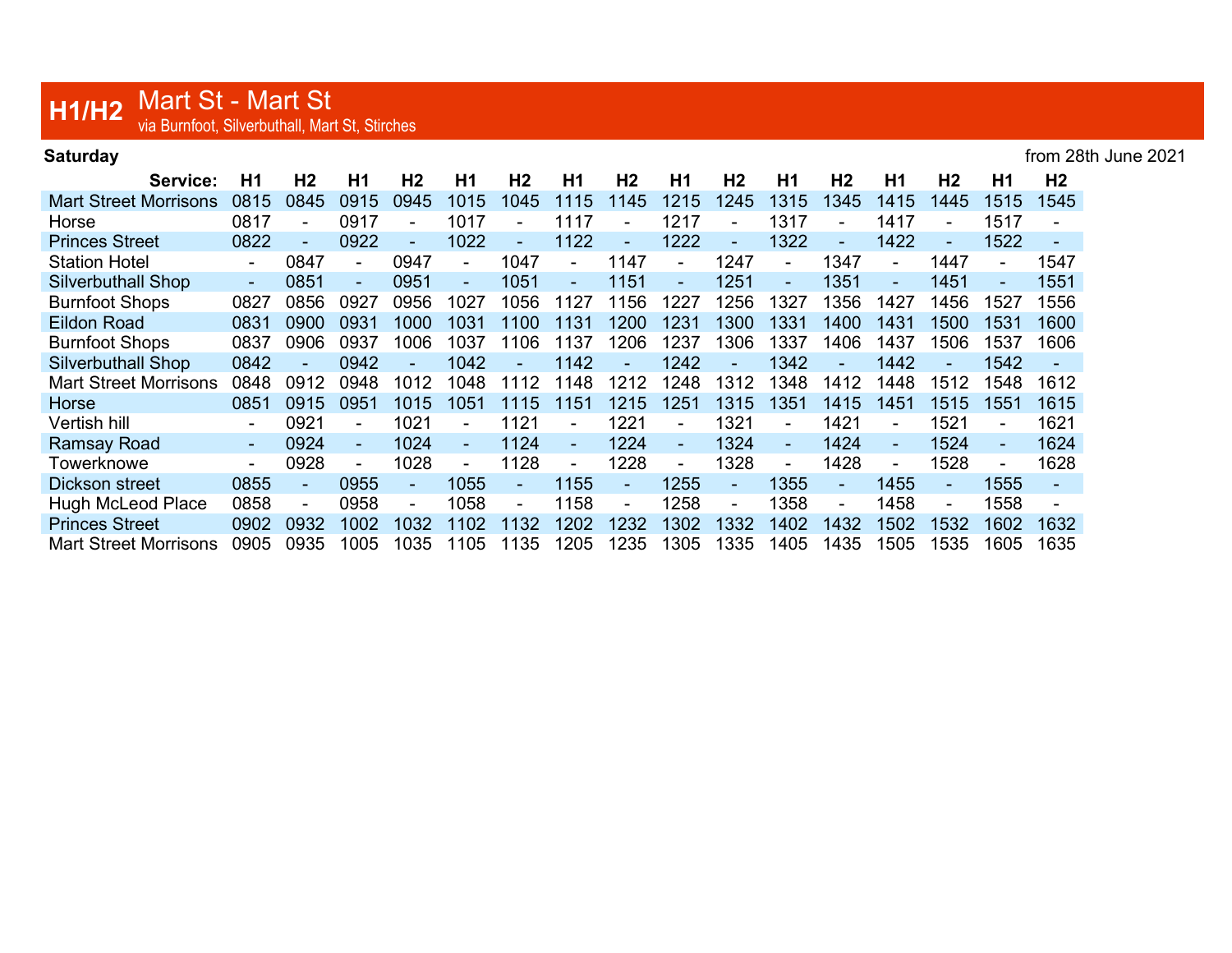# H1/H2 Mart St - Mart St

via Burnfoot, Silverbuthall, Mart St, Stirches

**Saturday** from 28th June 2021

| Service: | H1 | H2 | H1 | H2 | H1 | H2 | H1 | H2 | H1 | H2 | H1 | H2 | H1 | H2 | H1 | H2 |
|---|---|---|---|---|---|---|---|---|---|---|---|---|---|---|---|---|
| Mart Street Morrisons | 0815 | 0845 | 0915 | 0945 | 1015 | 1045 | 1115 | 1145 | 1215 | 1245 | 1315 | 1345 | 1415 | 1445 | 1515 | 1545 |
| Horse | 0817 | - | 0917 | - | 1017 | - | 1117 | - | 1217 | - | 1317 | - | 1417 | - | 1517 | - |
| Princes Street | 0822 | - | 0922 | - | 1022 | - | 1122 | - | 1222 | - | 1322 | - | 1422 | - | 1522 | - |
| Station Hotel | - | 0847 | - | 0947 | - | 1047 | - | 1147 | - | 1247 | - | 1347 | - | 1447 | - | 1547 |
| Silverbuthall Shop | - | 0851 | - | 0951 | - | 1051 | - | 1151 | - | 1251 | - | 1351 | - | 1451 | - | 1551 |
| Burnfoot Shops | 0827 | 0856 | 0927 | 0956 | 1027 | 1056 | 1127 | 1156 | 1227 | 1256 | 1327 | 1356 | 1427 | 1456 | 1527 | 1556 |
| Eildon Road | 0831 | 0900 | 0931 | 1000 | 1031 | 1100 | 1131 | 1200 | 1231 | 1300 | 1331 | 1400 | 1431 | 1500 | 1531 | 1600 |
| Burnfoot Shops | 0837 | 0906 | 0937 | 1006 | 1037 | 1106 | 1137 | 1206 | 1237 | 1306 | 1337 | 1406 | 1437 | 1506 | 1537 | 1606 |
| Silverbuthall Shop | 0842 | - | 0942 | - | 1042 | - | 1142 | - | 1242 | - | 1342 | - | 1442 | - | 1542 | - |
| Mart Street Morrisons | 0848 | 0912 | 0948 | 1012 | 1048 | 1112 | 1148 | 1212 | 1248 | 1312 | 1348 | 1412 | 1448 | 1512 | 1548 | 1612 |
| Horse | 0851 | 0915 | 0951 | 1015 | 1051 | 1115 | 1151 | 1215 | 1251 | 1315 | 1351 | 1415 | 1451 | 1515 | 1551 | 1615 |
| Vertish hill | - | 0921 | - | 1021 | - | 1121 | - | 1221 | - | 1321 | - | 1421 | - | 1521 | - | 1621 |
| Ramsay Road | - | 0924 | - | 1024 | - | 1124 | - | 1224 | - | 1324 | - | 1424 | - | 1524 | - | 1624 |
| Towerknowe | - | 0928 | - | 1028 | - | 1128 | - | 1228 | - | 1328 | - | 1428 | - | 1528 | - | 1628 |
| Dickson street | 0855 | - | 0955 | - | 1055 | - | 1155 | - | 1255 | - | 1355 | - | 1455 | - | 1555 | - |
| Hugh McLeod Place | 0858 | - | 0958 | - | 1058 | - | 1158 | - | 1258 | - | 1358 | - | 1458 | - | 1558 | - |
| Princes Street | 0902 | 0932 | 1002 | 1032 | 1102 | 1132 | 1202 | 1232 | 1302 | 1332 | 1402 | 1432 | 1502 | 1532 | 1602 | 1632 |
| Mart Street Morrisons | 0905 | 0935 | 1005 | 1035 | 1105 | 1135 | 1205 | 1235 | 1305 | 1335 | 1405 | 1435 | 1505 | 1535 | 1605 | 1635 |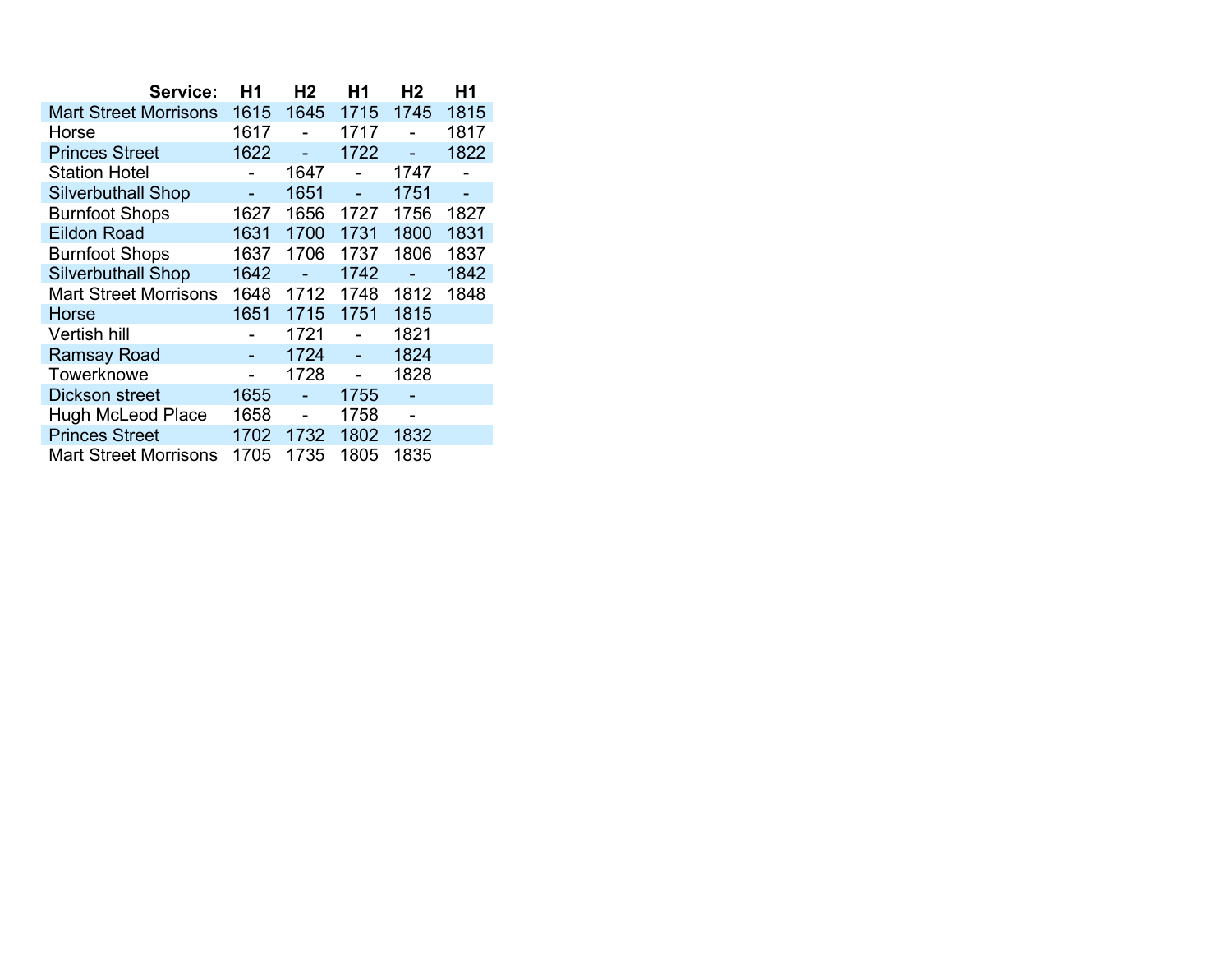| Service: | H1 | H2 | H1 | H2 | H1 |
|---|---|---|---|---|---|
| Mart Street Morrisons | 1615 | 1645 | 1715 | 1745 | 1815 |
| Horse | 1617 | - | 1717 | - | 1817 |
| Princes Street | 1622 | - | 1722 | - | 1822 |
| Station Hotel | - | 1647 | - | 1747 | - |
| Silverbuthall Shop | - | 1651 | - | 1751 | - |
| Burnfoot Shops | 1627 | 1656 | 1727 | 1756 | 1827 |
| Eildon Road | 1631 | 1700 | 1731 | 1800 | 1831 |
| Burnfoot Shops | 1637 | 1706 | 1737 | 1806 | 1837 |
| Silverbuthall Shop | 1642 | - | 1742 | - | 1842 |
| Mart Street Morrisons | 1648 | 1712 | 1748 | 1812 | 1848 |
| Horse | 1651 | 1715 | 1751 | 1815 | |
| Vertish hill | - | 1721 | - | 1821 | |
| Ramsay Road | - | 1724 | - | 1824 | |
| Towerknowe | - | 1728 | - | 1828 | |
| Dickson street | 1655 | - | 1755 | - | |
| Hugh McLeod Place | 1658 | - | 1758 | - | |
| Princes Street | 1702 | 1732 | 1802 | 1832 | |
| Mart Street Morrisons | 1705 | 1735 | 1805 | 1835 | |